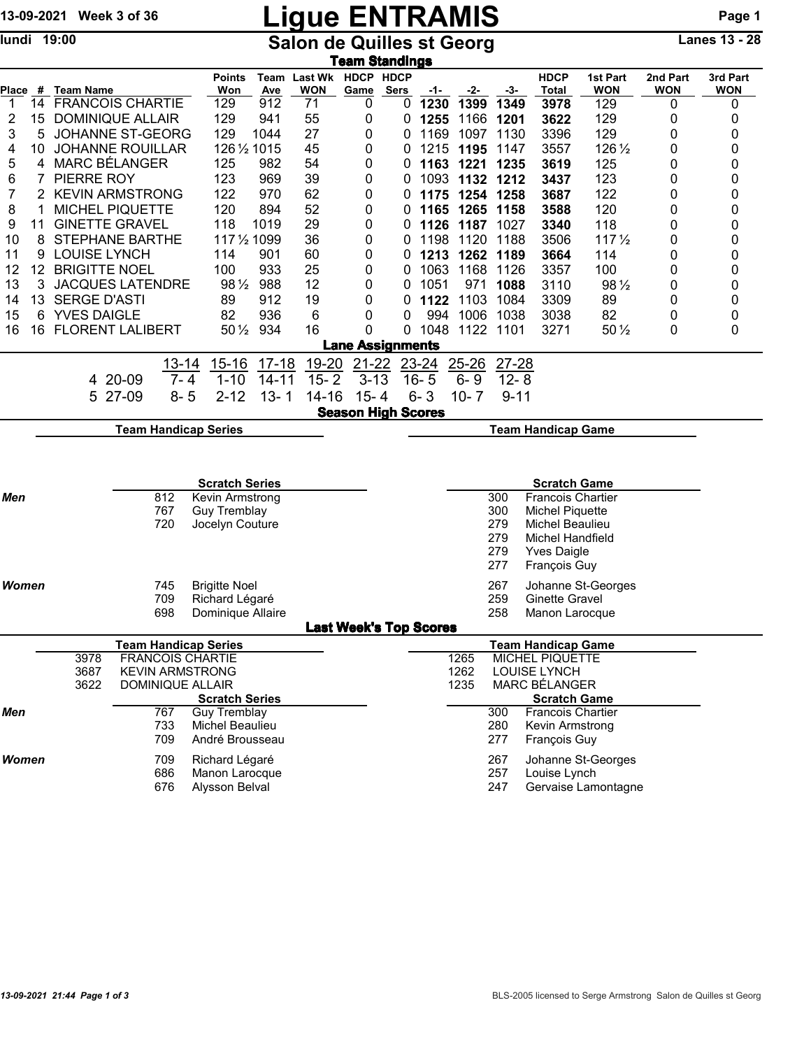# Ligue ENTRAMIS

13-09-2021 Week 3 of 36

lundi 19:00

## Salon de Quilles st Georg

Lanes 13 - 28

### Team Standings

| Place | # | Team Name | Points Won | Team Ave | Last Wk WON | HDCP Game | HDCP Sers | -1- | -2- | -3- | HDCP Total | 1st Part WON | 2nd Part WON | 3rd Part WON |
|---|---|---|---|---|---|---|---|---|---|---|---|---|---|---|
| 1 | 14 | FRANCOIS CHARTIE | 129 | 912 | 71 | 0 | 0 | **1230** | **1399** | **1349** | **3978** | 129 | 0 | 0 |
| 2 | 15 | DOMINIQUE ALLAIR | 129 | 941 | 55 | 0 | 0 | **1255** | 1166 | **1201** | **3622** | 129 | 0 | 0 |
| 3 | 5 | JOHANNE ST-GEORG | 129 | 1044 | 27 | 0 | 0 | 1169 | 1097 | 1130 | 3396 | 129 | 0 | 0 |
| 4 | 10 | JOHANNE ROUILLAR | 126½ | 1015 | 45 | 0 | 0 | 1215 | **1195** | 1147 | 3557 | 126½ | 0 | 0 |
| 5 | 4 | MARC BÉLANGER | 125 | 982 | 54 | 0 | 0 | **1163** | **1221** | **1235** | **3619** | 125 | 0 | 0 |
| 6 | 7 | PIERRE ROY | 123 | 969 | 39 | 0 | 0 | 1093 | **1132** | **1212** | **3437** | 123 | 0 | 0 |
| 7 | 2 | KEVIN ARMSTRONG | 122 | 970 | 62 | 0 | 0 | **1175** | **1254** | **1258** | **3687** | 122 | 0 | 0 |
| 8 | 1 | MICHEL PIQUETTE | 120 | 894 | 52 | 0 | 0 | **1165** | **1265** | **1158** | **3588** | 120 | 0 | 0 |
| 9 | 11 | GINETTE GRAVEL | 118 | 1019 | 29 | 0 | 0 | **1126** | **1187** | 1027 | **3340** | 118 | 0 | 0 |
| 10 | 8 | STEPHANE BARTHE | 117½ | 1099 | 36 | 0 | 0 | 1198 | 1120 | 1188 | 3506 | 117½ | 0 | 0 |
| 11 | 9 | LOUISE LYNCH | 114 | 901 | 60 | 0 | 0 | **1213** | **1262** | **1189** | **3664** | 114 | 0 | 0 |
| 12 | 12 | BRIGITTE NOEL | 100 | 933 | 25 | 0 | 0 | 1063 | 1168 | 1126 | 3357 | 100 | 0 | 0 |
| 13 | 3 | JACQUES LATENDRE | 98½ | 988 | 12 | 0 | 0 | 1051 | 971 | **1088** | 3110 | 98½ | 0 | 0 |
| 14 | 13 | SERGE D'ASTI | 89 | 912 | 19 | 0 | 0 | **1122** | 1103 | 1084 | 3309 | 89 | 0 | 0 |
| 15 | 6 | YVES DAIGLE | 82 | 936 | 6 | 0 | 0 | 994 | 1006 | 1038 | 3038 | 82 | 0 | 0 |
| 16 | 16 | FLORENT LALIBERT | 50½ | 934 | 16 | 0 | 0 | 1048 | 1122 | 1101 | 3271 | 50½ | 0 | 0 |

### Lane Assignments

| | 13-14 | 15-16 | 17-18 | 19-20 | 21-22 | 23-24 | 25-26 | 27-28 |
|---|---|---|---|---|---|---|---|---|
| 4 20-09 | 7- 4 | 1-10 | 14-11 | 15- 2 | 3-13 | 16- 5 | 6- 9 | 12- 8 |
| 5 27-09 | 8- 5 | 2-12 | 13- 1 | 14-16 | 15- 4 | 6- 3 | 10- 7 | 9-11 |

### Season High Scores

**Team Handicap Series**

**Team Handicap Game**

| | Scratch Series | | Scratch Game | |
|---|---|---|---|---|
| ***Men*** | 812 | Kevin Armstrong | 300 | Francois Chartier |
| | 767 | Guy Tremblay | 300 | Michel Piquette |
| | 720 | Jocelyn Couture | 279 | Michel Beaulieu |
| | | | 279 | Michel Handfield |
| | | | 279 | Yves Daigle |
| | | | 277 | François Guy |
| ***Women*** | 745 | Brigitte Noel | 267 | Johanne St-Georges |
| | 709 | Richard Légaré | 259 | Ginette Gravel |
| | 698 | Dominique Allaire | 258 | Manon Larocque |

### Last Week's Top Scores

| Team Handicap Series | | Team Handicap Game | |
|---|---|---|---|
| 3978 | FRANCOIS CHARTIE | 1265 | MICHEL PIQUETTE |
| 3687 | KEVIN ARMSTRONG | 1262 | LOUISE LYNCH |
| 3622 | DOMINIQUE ALLAIR | 1235 | MARC BÉLANGER |

| | Scratch Series | | Scratch Game | |
|---|---|---|---|---|
| ***Men*** | 767 | Guy Tremblay | 300 | Francois Chartier |
| | 733 | Michel Beaulieu | 280 | Kevin Armstrong |
| | 709 | André Brousseau | 277 | François Guy |
| ***Women*** | 709 | Richard Légaré | 267 | Johanne St-Georges |
| | 686 | Manon Larocque | 257 | Louise Lynch |
| | 676 | Alysson Belval | 247 | Gervaise Lamontagne |

*13-09-2021 21:44*

BLS-2005 licensed to Serge Armstrong Salon de Quilles st Georg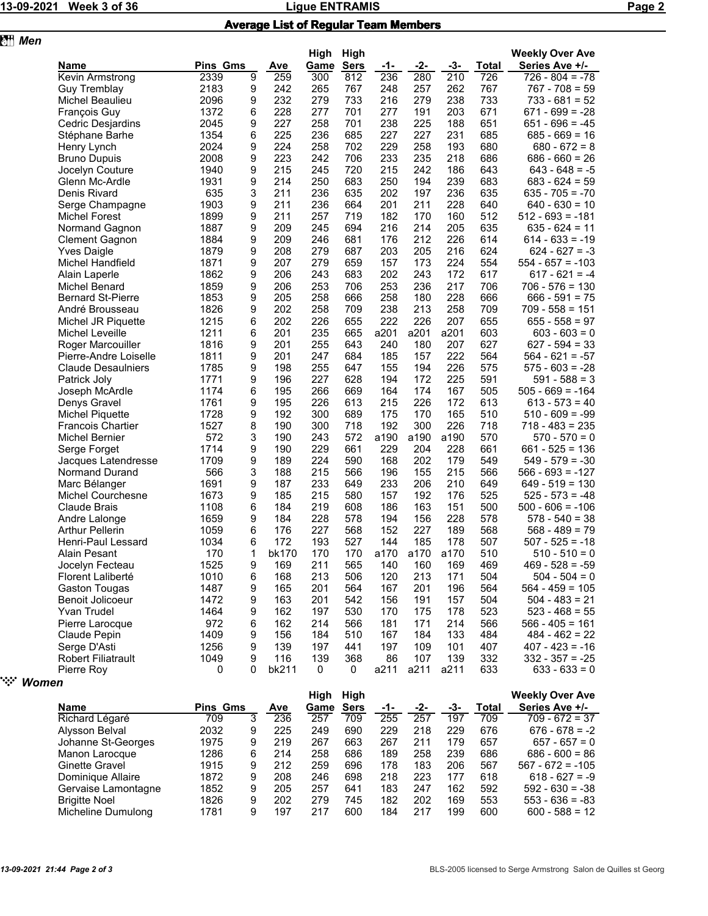## Average List of Regular Team Members

### Men

| Name | Pins | Gms | Ave | High Game | High Sers | -1- | -2- | -3- | Total | Weekly Over Ave Series Ave +/- |
|---|---|---|---|---|---|---|---|---|---|---|
| Kevin Armstrong | 2339 | 9 | 259 | 300 | 812 | 236 | 280 | 210 | 726 | 726 - 804 = -78 |
| Guy Tremblay | 2183 | 9 | 242 | 265 | 767 | 248 | 257 | 262 | 767 | 767 - 708 = 59 |
| Michel Beaulieu | 2096 | 9 | 232 | 279 | 733 | 216 | 279 | 238 | 733 | 733 - 681 = 52 |
| François Guy | 1372 | 6 | 228 | 277 | 701 | 277 | 191 | 203 | 671 | 671 - 699 = -28 |
| Cedric Desjardins | 2045 | 9 | 227 | 258 | 701 | 238 | 225 | 188 | 651 | 651 - 696 = -45 |
| Stéphane Barhe | 1354 | 6 | 225 | 236 | 685 | 227 | 227 | 231 | 685 | 685 - 669 = 16 |
| Henry Lynch | 2024 | 9 | 224 | 258 | 702 | 229 | 258 | 193 | 680 | 680 - 672 = 8 |
| Bruno Dupuis | 2008 | 9 | 223 | 242 | 706 | 233 | 235 | 218 | 686 | 686 - 660 = 26 |
| Jocelyn Couture | 1940 | 9 | 215 | 245 | 720 | 215 | 242 | 186 | 643 | 643 - 648 = -5 |
| Glenn Mc-Ardle | 1931 | 9 | 214 | 250 | 683 | 250 | 194 | 239 | 683 | 683 - 624 = 59 |
| Denis Rivard | 635 | 3 | 211 | 236 | 635 | 202 | 197 | 236 | 635 | 635 - 705 = -70 |
| Serge Champagne | 1903 | 9 | 211 | 236 | 664 | 201 | 211 | 228 | 640 | 640 - 630 = 10 |
| Michel Forest | 1899 | 9 | 211 | 257 | 719 | 182 | 170 | 160 | 512 | 512 - 693 = -181 |
| Normand Gagnon | 1887 | 9 | 209 | 245 | 694 | 216 | 214 | 205 | 635 | 635 - 624 = 11 |
| Clement Gagnon | 1884 | 9 | 209 | 246 | 681 | 176 | 212 | 226 | 614 | 614 - 633 = -19 |
| Yves Daigle | 1879 | 9 | 208 | 279 | 687 | 203 | 205 | 216 | 624 | 624 - 627 = -3 |
| Michel Handfield | 1871 | 9 | 207 | 279 | 659 | 157 | 173 | 224 | 554 | 554 - 657 = -103 |
| Alain Laperle | 1862 | 9 | 206 | 243 | 683 | 202 | 243 | 172 | 617 | 617 - 621 = -4 |
| Michel Benard | 1859 | 9 | 206 | 253 | 706 | 253 | 236 | 217 | 706 | 706 - 576 = 130 |
| Bernard St-Pierre | 1853 | 9 | 205 | 258 | 666 | 258 | 180 | 228 | 666 | 666 - 591 = 75 |
| André Brousseau | 1826 | 9 | 202 | 258 | 709 | 238 | 213 | 258 | 709 | 709 - 558 = 151 |
| Michel JR Piquette | 1215 | 6 | 202 | 226 | 655 | 222 | 226 | 207 | 655 | 655 - 558 = 97 |
| Michel Leveille | 1211 | 6 | 201 | 235 | 665 | a201 | a201 | a201 | 603 | 603 - 603 = 0 |
| Roger Marcouiller | 1816 | 9 | 201 | 255 | 643 | 240 | 180 | 207 | 627 | 627 - 594 = 33 |
| Pierre-Andre Loiselle | 1811 | 9 | 201 | 247 | 684 | 185 | 157 | 222 | 564 | 564 - 621 = -57 |
| Claude Desaulniers | 1785 | 9 | 198 | 255 | 647 | 155 | 194 | 226 | 575 | 575 - 603 = -28 |
| Patrick Joly | 1771 | 9 | 196 | 227 | 628 | 194 | 172 | 225 | 591 | 591 - 588 = 3 |
| Joseph McArdle | 1174 | 6 | 195 | 266 | 669 | 164 | 174 | 167 | 505 | 505 - 669 = -164 |
| Denys Gravel | 1761 | 9 | 195 | 226 | 613 | 215 | 226 | 172 | 613 | 613 - 573 = 40 |
| Michel Piquette | 1728 | 9 | 192 | 300 | 689 | 175 | 170 | 165 | 510 | 510 - 609 = -99 |
| Francois Chartier | 1527 | 8 | 190 | 300 | 718 | 192 | 300 | 226 | 718 | 718 - 483 = 235 |
| Michel Bernier | 572 | 3 | 190 | 243 | 572 | a190 | a190 | a190 | 570 | 570 - 570 = 0 |
| Serge Forget | 1714 | 9 | 190 | 229 | 661 | 229 | 204 | 228 | 661 | 661 - 525 = 136 |
| Jacques Latendresse | 1709 | 9 | 189 | 224 | 590 | 168 | 202 | 179 | 549 | 549 - 579 = -30 |
| Normand Durand | 566 | 3 | 188 | 215 | 566 | 196 | 155 | 215 | 566 | 566 - 693 = -127 |
| Marc Bélanger | 1691 | 9 | 187 | 233 | 649 | 233 | 206 | 210 | 649 | 649 - 519 = 130 |
| Michel Courchesne | 1673 | 9 | 185 | 215 | 580 | 157 | 192 | 176 | 525 | 525 - 573 = -48 |
| Claude Brais | 1108 | 6 | 184 | 219 | 608 | 186 | 163 | 151 | 500 | 500 - 606 = -106 |
| Andre Lalonge | 1659 | 9 | 184 | 228 | 578 | 194 | 156 | 228 | 578 | 578 - 540 = 38 |
| Arthur Pellerin | 1059 | 6 | 176 | 227 | 568 | 152 | 227 | 189 | 568 | 568 - 489 = 79 |
| Henri-Paul Lessard | 1034 | 6 | 172 | 193 | 527 | 144 | 185 | 178 | 507 | 507 - 525 = -18 |
| Alain Pesant | 170 | 1 | bk170 | 170 | 170 | a170 | a170 | a170 | 510 | 510 - 510 = 0 |
| Jocelyn Fecteau | 1525 | 9 | 169 | 211 | 565 | 140 | 160 | 169 | 469 | 469 - 528 = -59 |
| Florent Laliberté | 1010 | 6 | 168 | 213 | 506 | 120 | 213 | 171 | 504 | 504 - 504 = 0 |
| Gaston Tougas | 1487 | 9 | 165 | 201 | 564 | 167 | 201 | 196 | 564 | 564 - 459 = 105 |
| Benoit Jolicoeur | 1472 | 9 | 163 | 201 | 542 | 156 | 191 | 157 | 504 | 504 - 483 = 21 |
| Yvan Trudel | 1464 | 9 | 162 | 197 | 530 | 170 | 175 | 178 | 523 | 523 - 468 = 55 |
| Pierre Larocque | 972 | 6 | 162 | 214 | 566 | 181 | 171 | 214 | 566 | 566 - 405 = 161 |
| Claude Pepin | 1409 | 9 | 156 | 184 | 510 | 167 | 184 | 133 | 484 | 484 - 462 = 22 |
| Serge D'Asti | 1256 | 9 | 139 | 197 | 441 | 197 | 109 | 101 | 407 | 407 - 423 = -16 |
| Robert Filiatrault | 1049 | 9 | 116 | 139 | 368 | 86 | 107 | 139 | 332 | 332 - 357 = -25 |
| Pierre Roy | 0 | 0 | bk211 | 0 | 0 | a211 | a211 | a211 | 633 | 633 - 633 = 0 |

### Women

| Name | Pins | Gms | Ave | High Game | High Sers | -1- | -2- | -3- | Total | Weekly Over Ave Series Ave +/- |
|---|---|---|---|---|---|---|---|---|---|---|
| Richard Légaré | 709 | 3 | 236 | 257 | 709 | 255 | 257 | 197 | 709 | 709 - 672 = 37 |
| Alysson Belval | 2032 | 9 | 225 | 249 | 690 | 229 | 218 | 229 | 676 | 676 - 678 = -2 |
| Johanne St-Georges | 1975 | 9 | 219 | 267 | 663 | 267 | 211 | 179 | 657 | 657 - 657 = 0 |
| Manon Larocque | 1286 | 6 | 214 | 258 | 686 | 189 | 258 | 239 | 686 | 686 - 600 = 86 |
| Ginette Gravel | 1915 | 9 | 212 | 259 | 696 | 178 | 183 | 206 | 567 | 567 - 672 = -105 |
| Dominique Allaire | 1872 | 9 | 208 | 246 | 698 | 218 | 223 | 177 | 618 | 618 - 627 = -9 |
| Gervaise Lamontagne | 1852 | 9 | 205 | 257 | 641 | 183 | 247 | 162 | 592 | 592 - 630 = -38 |
| Brigitte Noel | 1826 | 9 | 202 | 279 | 745 | 182 | 202 | 169 | 553 | 553 - 636 = -83 |
| Micheline Dumulong | 1781 | 9 | 197 | 217 | 600 | 184 | 217 | 199 | 600 | 600 - 588 = 12 |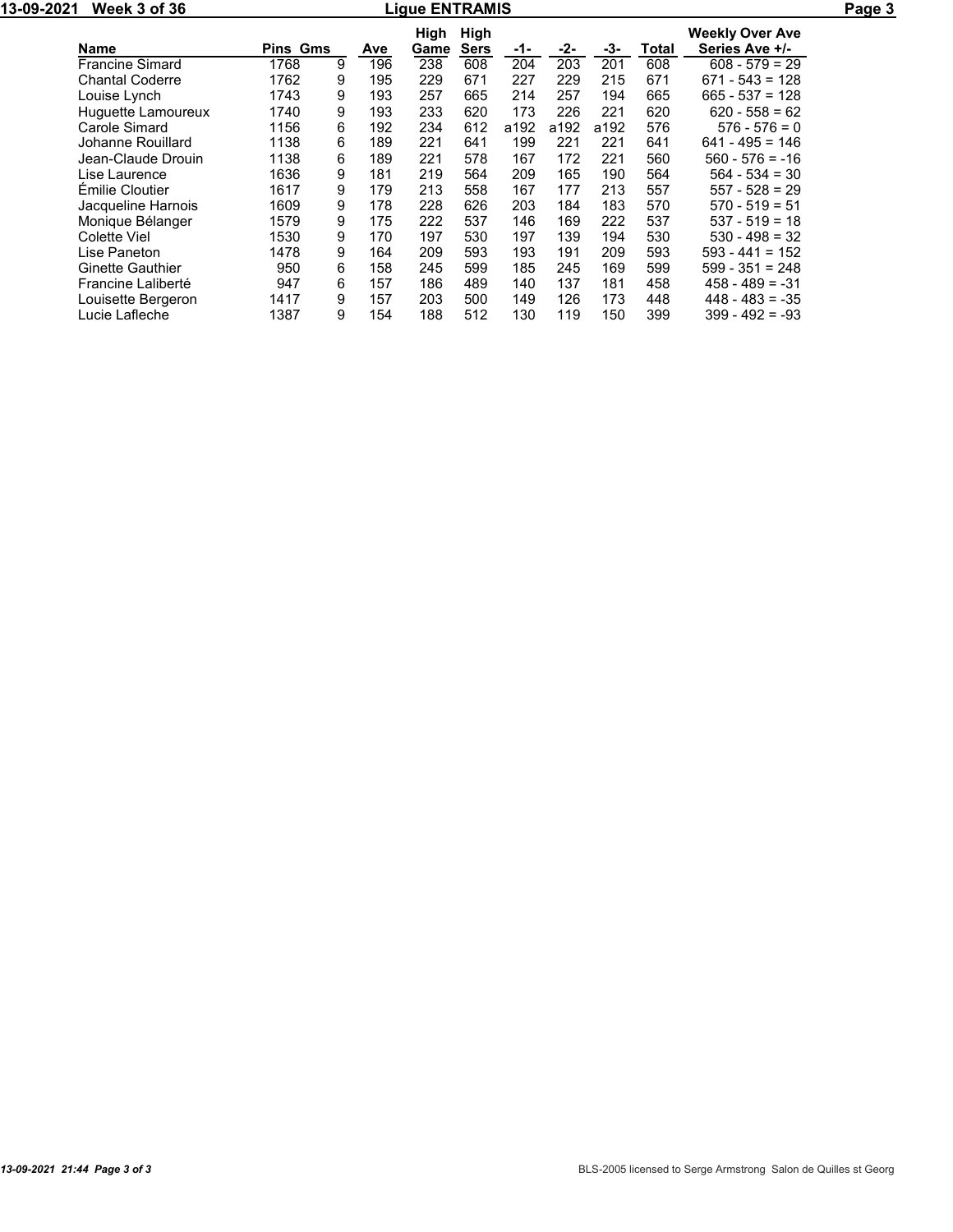| Name | Pins | Gms | Ave | High Game | High Sers | -1- | -2- | -3- | Total | Weekly Over Ave Series Ave +/- |
|---|---|---|---|---|---|---|---|---|---|---|
| Francine Simard | 1768 | 9 | 196 | 238 | 608 | 204 | 203 | 201 | 608 | 608 - 579 = 29 |
| Chantal Coderre | 1762 | 9 | 195 | 229 | 671 | 227 | 229 | 215 | 671 | 671 - 543 = 128 |
| Louise Lynch | 1743 | 9 | 193 | 257 | 665 | 214 | 257 | 194 | 665 | 665 - 537 = 128 |
| Huguette Lamoureux | 1740 | 9 | 193 | 233 | 620 | 173 | 226 | 221 | 620 | 620 - 558 = 62 |
| Carole Simard | 1156 | 6 | 192 | 234 | 612 | a192 | a192 | a192 | 576 | 576 - 576 = 0 |
| Johanne Rouillard | 1138 | 6 | 189 | 221 | 641 | 199 | 221 | 221 | 641 | 641 - 495 = 146 |
| Jean-Claude Drouin | 1138 | 6 | 189 | 221 | 578 | 167 | 172 | 221 | 560 | 560 - 576 = -16 |
| Lise Laurence | 1636 | 9 | 181 | 219 | 564 | 209 | 165 | 190 | 564 | 564 - 534 = 30 |
| Émilie Cloutier | 1617 | 9 | 179 | 213 | 558 | 167 | 177 | 213 | 557 | 557 - 528 = 29 |
| Jacqueline Harnois | 1609 | 9 | 178 | 228 | 626 | 203 | 184 | 183 | 570 | 570 - 519 = 51 |
| Monique Bélanger | 1579 | 9 | 175 | 222 | 537 | 146 | 169 | 222 | 537 | 537 - 519 = 18 |
| Colette Viel | 1530 | 9 | 170 | 197 | 530 | 197 | 139 | 194 | 530 | 530 - 498 = 32 |
| Lise Paneton | 1478 | 9 | 164 | 209 | 593 | 193 | 191 | 209 | 593 | 593 - 441 = 152 |
| Ginette Gauthier | 950 | 6 | 158 | 245 | 599 | 185 | 245 | 169 | 599 | 599 - 351 = 248 |
| Francine Laliberté | 947 | 6 | 157 | 186 | 489 | 140 | 137 | 181 | 458 | 458 - 489 = -31 |
| Louisette Bergeron | 1417 | 9 | 157 | 203 | 500 | 149 | 126 | 173 | 448 | 448 - 483 = -35 |
| Lucie Lafleche | 1387 | 9 | 154 | 188 | 512 | 130 | 119 | 150 | 399 | 399 - 492 = -93 |